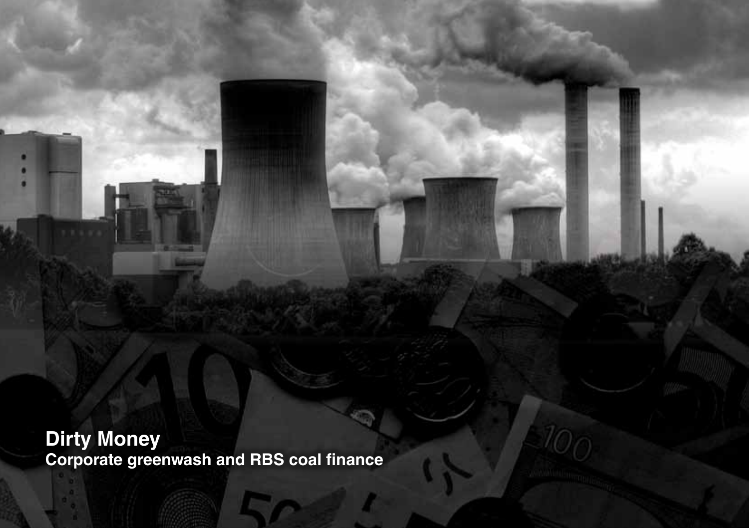# Dirty Money

## Corporate greenwash and RBS coal finance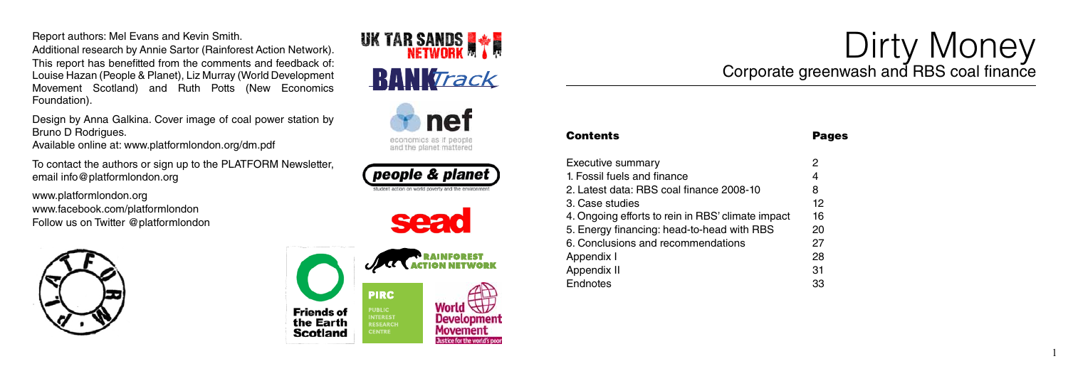Report authors: Mel Evans and Kevin Smith.

Additional research by Annie Sartor (Rainforest Action Network). This report has benefitted from the comments and feedback of: Louise Hazan (People & Planet), Liz Murray (World Development Movement Scotland) and Ruth Potts (New Economics Foundation).

Design by Anna Galkina. Cover image of coal power station by Bruno D Rodrigues.

Available online at: www.platformlondon.org/dm.pdf

To contact the authors or sign up to the PLATFORM Newsletter, email info@platformlondon.org

www.platformlondon.org
www.facebook.com/platformlondon
Follow us on Twitter @platformlondon

# Dirty Money

## Corporate greenwash and RBS coal finance

| Contents | Pages |
| --- | --- |
| Executive summary | 2 |
| 1. Fossil fuels and finance | 4 |
| 2. Latest data: RBS coal finance 2008-10 | 8 |
| 3. Case studies | 12 |
| 4. Ongoing efforts to rein in RBS' climate impact | 16 |
| 5. Energy financing: head-to-head with RBS | 20 |
| 6. Conclusions and recommendations | 27 |
| Appendix I | 28 |
| Appendix II | 31 |
| Endnotes | 33 |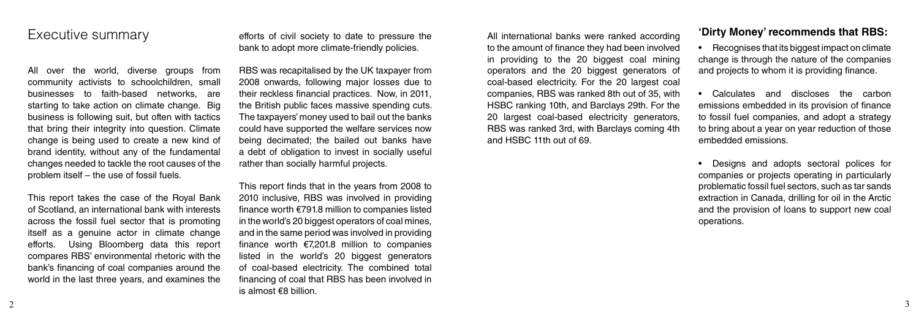# Executive summary

All over the world, diverse groups from community activists to schoolchildren, small businesses to faith-based networks, are starting to take action on climate change. Big business is following suit, but often with tactics that bring their integrity into question. Climate change is being used to create a new kind of brand identity, without any of the fundamental changes needed to tackle the root causes of the problem itself – the use of fossil fuels.

This report takes the case of the Royal Bank of Scotland, an international bank with interests across the fossil fuel sector that is promoting itself as a genuine actor in climate change efforts. Using Bloomberg data this report compares RBS' environmental rhetoric with the bank's financing of coal companies around the world in the last three years, and examines the efforts of civil society to date to pressure the bank to adopt more climate-friendly policies.

RBS was recapitalised by the UK taxpayer from 2008 onwards, following major losses due to their reckless financial practices. Now, in 2011, the British public faces massive spending cuts. The taxpayers' money used to bail out the banks could have supported the welfare services now being decimated; the bailed out banks have a debt of obligation to invest in socially useful rather than socially harmful projects.

This report finds that in the years from 2008 to 2010 inclusive, RBS was involved in providing finance worth €791.8 million to companies listed in the world's 20 biggest operators of coal mines, and in the same period was involved in providing finance worth €7,201.8 million to companies listed in the world's 20 biggest generators of coal-based electricity. The combined total financing of coal that RBS has been involved in is almost €8 billion.

All international banks were ranked according to the amount of finance they had been involved in providing to the 20 biggest coal mining operators and the 20 biggest generators of coal-based electricity. For the 20 largest coal companies, RBS was ranked 8th out of 35, with HSBC ranking 10th, and Barclays 29th. For the 20 largest coal-based electricity generators, RBS was ranked 3rd, with Barclays coming 4th and HSBC 11th out of 69.

## 'Dirty Money' recommends that RBS:

- Recognises that its biggest impact on climate change is through the nature of the companies and projects to whom it is providing finance.
- Calculates and discloses the carbon emissions embedded in its provision of finance to fossil fuel companies, and adopt a strategy to bring about a year on year reduction of those embedded emissions.
- Designs and adopts sectoral polices for companies or projects operating in particularly problematic fossil fuel sectors, such as tar sands extraction in Canada, drilling for oil in the Arctic and the provision of loans to support new coal operations.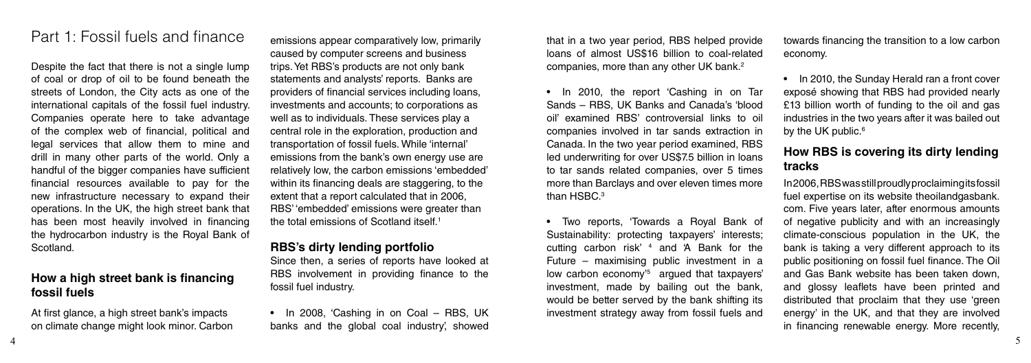# Part 1: Fossil fuels and finance

Despite the fact that there is not a single lump of coal or drop of oil to be found beneath the streets of London, the City acts as one of the international capitals of the fossil fuel industry. Companies operate here to take advantage of the complex web of financial, political and legal services that allow them to mine and drill in many other parts of the world. Only a handful of the bigger companies have sufficient financial resources available to pay for the new infrastructure necessary to expand their operations. In the UK, the high street bank that has been most heavily involved in financing the hydrocarbon industry is the Royal Bank of Scotland.

## How a high street bank is financing fossil fuels

At first glance, a high street bank's impacts on climate change might look minor. Carbon emissions appear comparatively low, primarily caused by computer screens and business trips. Yet RBS's products are not only bank statements and analysts' reports. Banks are providers of financial services including loans, investments and accounts; to corporations as well as to individuals. These services play a central role in the exploration, production and transportation of fossil fuels. While 'internal' emissions from the bank's own energy use are relatively low, the carbon emissions 'embedded' within its financing deals are staggering, to the extent that a report calculated that in 2006, RBS' 'embedded' emissions were greater than the total emissions of Scotland itself.[1]

## RBS's dirty lending portfolio

Since then, a series of reports have looked at RBS involvement in providing finance to the fossil fuel industry.

- In 2008, 'Cashing in on Coal – RBS, UK banks and the global coal industry', showed that in a two year period, RBS helped provide loans of almost US$16 billion to coal-related companies, more than any other UK bank.[2]

- In 2010, the report 'Cashing in on Tar Sands – RBS, UK Banks and Canada's 'blood oil' examined RBS' controversial links to oil companies involved in tar sands extraction in Canada. In the two year period examined, RBS led underwriting for over US$7.5 billion in loans to tar sands related companies, over 5 times more than Barclays and over eleven times more than HSBC.[3]

- Two reports, 'Towards a Royal Bank of Sustainability: protecting taxpayers' interests; cutting carbon risk' [4] and 'A Bank for the Future – maximising public investment in a low carbon economy'[5] argued that taxpayers' investment, made by bailing out the bank, would be better served by the bank shifting its investment strategy away from fossil fuels and towards financing the transition to a low carbon economy.

- In 2010, the Sunday Herald ran a front cover exposé showing that RBS had provided nearly £13 billion worth of funding to the oil and gas industries in the two years after it was bailed out by the UK public.[6]

## How RBS is covering its dirty lending tracks

In 2006, RBS was still proudly proclaiming its fossil fuel expertise on its website theoilandgasbank.com. Five years later, after enormous amounts of negative publicity and with an increasingly climate-conscious population in the UK, the bank is taking a very different approach to its public positioning on fossil fuel finance. The Oil and Gas Bank website has been taken down, and glossy leaflets have been printed and distributed that proclaim that they use 'green energy' in the UK, and that they are involved in financing renewable energy. More recently,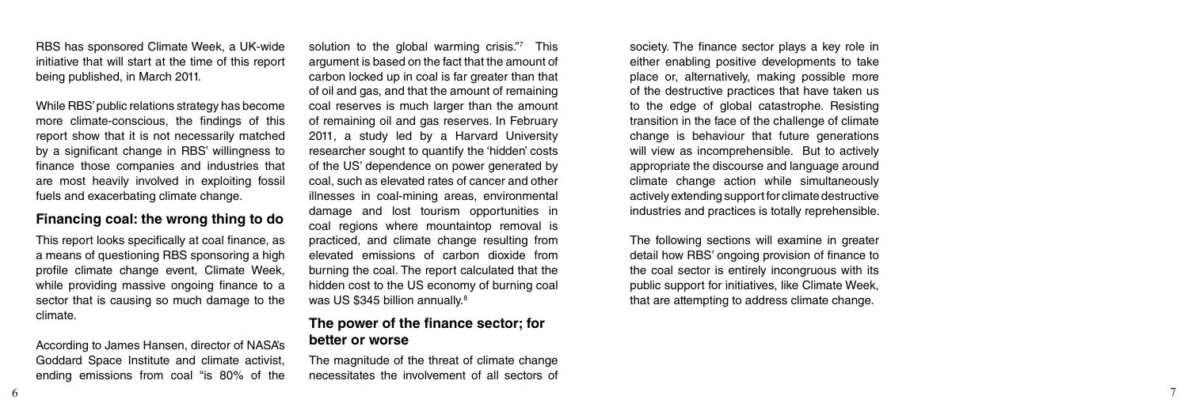RBS has sponsored Climate Week, a UK-wide initiative that will start at the time of this report being published, in March 2011.

While RBS' public relations strategy has become more climate-conscious, the findings of this report show that it is not necessarily matched by a significant change in RBS' willingness to finance those companies and industries that are most heavily involved in exploiting fossil fuels and exacerbating climate change.

## Financing coal: the wrong thing to do

This report looks specifically at coal finance, as a means of questioning RBS sponsoring a high profile climate change event, Climate Week, while providing massive ongoing finance to a sector that is causing so much damage to the climate.

According to James Hansen, director of NASA's Goddard Space Institute and climate activist, ending emissions from coal "is 80% of the solution to the global warming crisis."[7] This argument is based on the fact that the amount of carbon locked up in coal is far greater than that of oil and gas, and that the amount of remaining coal reserves is much larger than the amount of remaining oil and gas reserves. In February 2011, a study led by a Harvard University researcher sought to quantify the 'hidden' costs of the US' dependence on power generated by coal, such as elevated rates of cancer and other illnesses in coal-mining areas, environmental damage and lost tourism opportunities in coal regions where mountaintop removal is practiced, and climate change resulting from elevated emissions of carbon dioxide from burning the coal. The report calculated that the hidden cost to the US economy of burning coal was US $345 billion annually.[8]

## The power of the finance sector; for better or worse

The magnitude of the threat of climate change necessitates the involvement of all sectors of society. The finance sector plays a key role in either enabling positive developments to take place or, alternatively, making possible more of the destructive practices that have taken us to the edge of global catastrophe. Resisting transition in the face of the challenge of climate change is behaviour that future generations will view as incomprehensible. But to actively appropriate the discourse and language around climate change action while simultaneously actively extending support for climate destructive industries and practices is totally reprehensible.

The following sections will examine in greater detail how RBS' ongoing provision of finance to the coal sector is entirely incongruous with its public support for initiatives, like Climate Week, that are attempting to address climate change.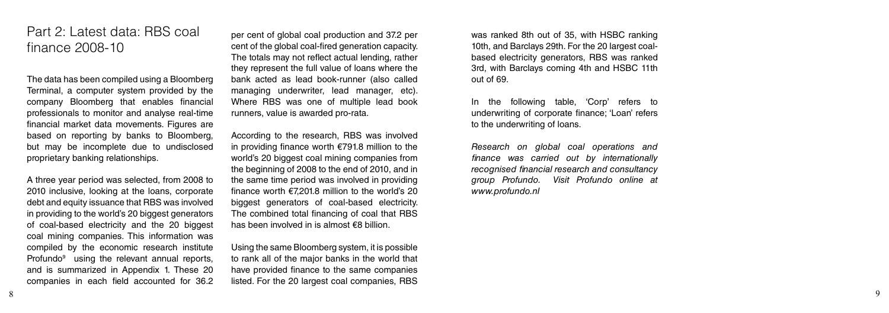## Part 2: Latest data: RBS coal finance 2008-10

The data has been compiled using a Bloomberg Terminal, a computer system provided by the company Bloomberg that enables financial professionals to monitor and analyse real-time financial market data movements. Figures are based on reporting by banks to Bloomberg, but may be incomplete due to undisclosed proprietary banking relationships.

A three year period was selected, from 2008 to 2010 inclusive, looking at the loans, corporate debt and equity issuance that RBS was involved in providing to the world's 20 biggest generators of coal-based electricity and the 20 biggest coal mining companies. This information was compiled by the economic research institute Profundo[9] using the relevant annual reports, and is summarized in Appendix 1. These 20 companies in each field accounted for 36.2 per cent of global coal production and 37.2 per cent of the global coal-fired generation capacity. The totals may not reflect actual lending, rather they represent the full value of loans where the bank acted as lead book-runner (also called managing underwriter, lead manager, etc). Where RBS was one of multiple lead book runners, value is awarded pro-rata.

According to the research, RBS was involved in providing finance worth €791.8 million to the world's 20 biggest coal mining companies from the beginning of 2008 to the end of 2010, and in the same time period was involved in providing finance worth €7,201.8 million to the world's 20 biggest generators of coal-based electricity. The combined total financing of coal that RBS has been involved in is almost €8 billion.

Using the same Bloomberg system, it is possible to rank all of the major banks in the world that have provided finance to the same companies listed. For the 20 largest coal companies, RBS was ranked 8th out of 35, with HSBC ranking 10th, and Barclays 29th. For the 20 largest coal-based electricity generators, RBS was ranked 3rd, with Barclays coming 4th and HSBC 11th out of 69.

In the following table, 'Corp' refers to underwriting of corporate finance; 'Loan' refers to the underwriting of loans.

*Research on global coal operations and finance was carried out by internationally recognised financial research and consultancy group Profundo. Visit Profundo online at www.profundo.nl*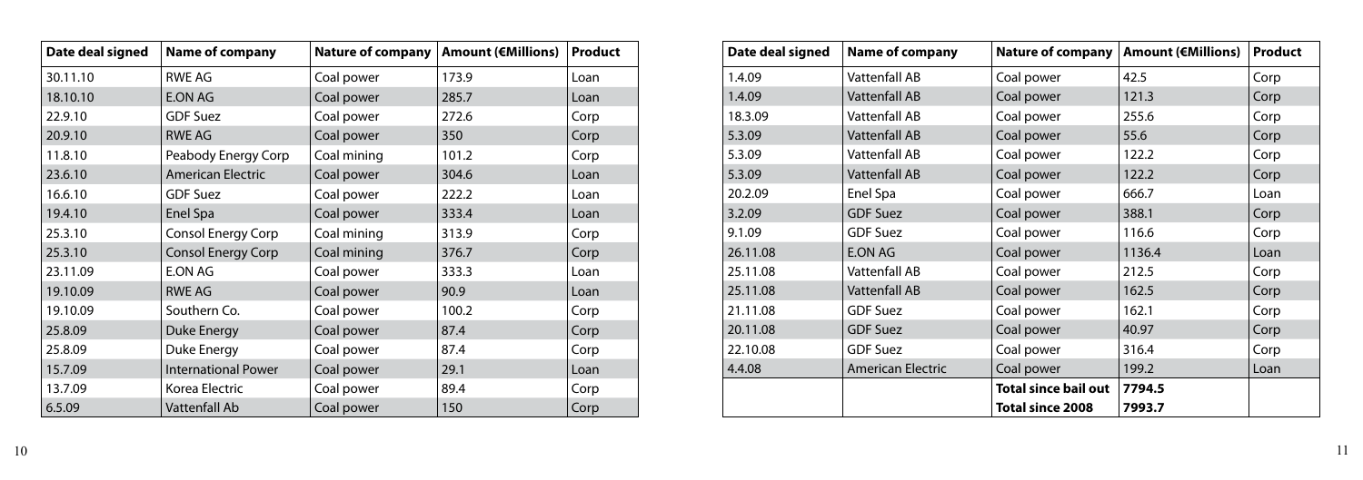| Date deal signed | Name of company | Nature of company | Amount (€Millions) | Product |
| --- | --- | --- | --- | --- |
| 30.11.10 | RWE AG | Coal power | 173.9 | Loan |
| 18.10.10 | E.ON AG | Coal power | 285.7 | Loan |
| 22.9.10 | GDF Suez | Coal power | 272.6 | Corp |
| 20.9.10 | RWE AG | Coal power | 350 | Corp |
| 11.8.10 | Peabody Energy Corp | Coal mining | 101.2 | Corp |
| 23.6.10 | American Electric | Coal power | 304.6 | Loan |
| 16.6.10 | GDF Suez | Coal power | 222.2 | Loan |
| 19.4.10 | Enel Spa | Coal power | 333.4 | Loan |
| 25.3.10 | Consol Energy Corp | Coal mining | 313.9 | Corp |
| 25.3.10 | Consol Energy Corp | Coal mining | 376.7 | Corp |
| 23.11.09 | E.ON AG | Coal power | 333.3 | Loan |
| 19.10.09 | RWE AG | Coal power | 90.9 | Loan |
| 19.10.09 | Southern Co. | Coal power | 100.2 | Corp |
| 25.8.09 | Duke Energy | Coal power | 87.4 | Corp |
| 25.8.09 | Duke Energy | Coal power | 87.4 | Corp |
| 15.7.09 | International Power | Coal power | 29.1 | Loan |
| 13.7.09 | Korea Electric | Coal power | 89.4 | Corp |
| 6.5.09 | Vattenfall Ab | Coal power | 150 | Corp |

| Date deal signed | Name of company | Nature of company | Amount (€Millions) | Product |
| --- | --- | --- | --- | --- |
| 1.4.09 | Vattenfall AB | Coal power | 42.5 | Corp |
| 1.4.09 | Vattenfall AB | Coal power | 121.3 | Corp |
| 18.3.09 | Vattenfall AB | Coal power | 255.6 | Corp |
| 5.3.09 | Vattenfall AB | Coal power | 55.6 | Corp |
| 5.3.09 | Vattenfall AB | Coal power | 122.2 | Corp |
| 5.3.09 | Vattenfall AB | Coal power | 122.2 | Corp |
| 20.2.09 | Enel Spa | Coal power | 666.7 | Loan |
| 3.2.09 | GDF Suez | Coal power | 388.1 | Corp |
| 9.1.09 | GDF Suez | Coal power | 116.6 | Corp |
| 26.11.08 | E.ON AG | Coal power | 1136.4 | Loan |
| 25.11.08 | Vattenfall AB | Coal power | 212.5 | Corp |
| 25.11.08 | Vattenfall AB | Coal power | 162.5 | Corp |
| 21.11.08 | GDF Suez | Coal power | 162.1 | Corp |
| 20.11.08 | GDF Suez | Coal power | 40.97 | Corp |
| 22.10.08 | GDF Suez | Coal power | 316.4 | Corp |
| 4.4.08 | American Electric | Coal power | 199.2 | Loan |
| | | **Total since bail out** | **7794.5** | |
| | | **Total since 2008** | **7993.7** | |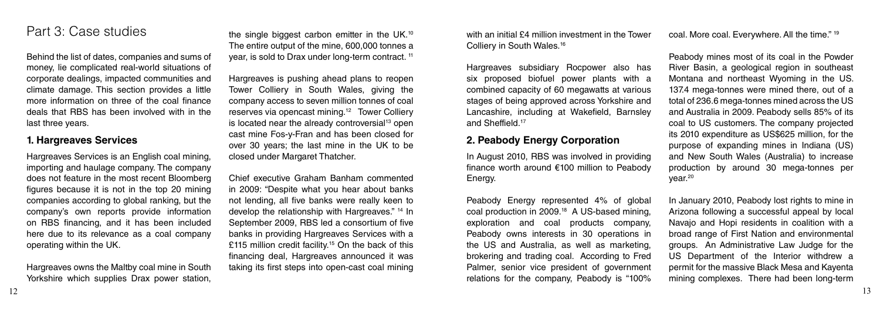# Part 3: Case studies

Behind the list of dates, companies and sums of money, lie complicated real-world situations of corporate dealings, impacted communities and climate damage. This section provides a little more information on three of the coal finance deals that RBS has been involved with in the last three years.

## 1. Hargreaves Services

Hargreaves Services is an English coal mining, importing and haulage company. The company does not feature in the most recent Bloomberg figures because it is not in the top 20 mining companies according to global ranking, but the company's own reports provide information on RBS financing, and it has been included here due to its relevance as a coal company operating within the UK.

Hargreaves owns the Maltby coal mine in South Yorkshire which supplies Drax power station, the single biggest carbon emitter in the UK.[10] The entire output of the mine, 600,000 tonnes a year, is sold to Drax under long-term contract.[11]

Hargreaves is pushing ahead plans to reopen Tower Colliery in South Wales, giving the company access to seven million tonnes of coal reserves via opencast mining.[12] Tower Colliery is located near the already controversial[13] open cast mine Fos-y-Fran and has been closed for over 30 years; the last mine in the UK to be closed under Margaret Thatcher.

Chief executive Graham Banham commented in 2009: "Despite what you hear about banks not lending, all five banks were really keen to develop the relationship with Hargreaves."[14] In September 2009, RBS led a consortium of five banks in providing Hargreaves Services with a £115 million credit facility.[15] On the back of this financing deal, Hargreaves announced it was taking its first steps into open-cast coal mining with an initial £4 million investment in the Tower Colliery in South Wales.[16]

Hargreaves subsidiary Rocpower also has six proposed biofuel power plants with a combined capacity of 60 megawatts at various stages of being approved across Yorkshire and Lancashire, including at Wakefield, Barnsley and Sheffield.[17]

## 2. Peabody Energy Corporation

In August 2010, RBS was involved in providing finance worth around €100 million to Peabody Energy.

Peabody Energy represented 4% of global coal production in 2009.[18] A US-based mining, exploration and coal products company, Peabody owns interests in 30 operations in the US and Australia, as well as marketing, brokering and trading coal. According to Fred Palmer, senior vice president of government relations for the company, Peabody is "100% coal. More coal. Everywhere. All the time."[19]

Peabody mines most of its coal in the Powder River Basin, a geological region in southeast Montana and northeast Wyoming in the US. 137.4 mega-tonnes were mined there, out of a total of 236.6 mega-tonnes mined across the US and Australia in 2009. Peabody sells 85% of its coal to US customers. The company projected its 2010 expenditure as US$625 million, for the purpose of expanding mines in Indiana (US) and New South Wales (Australia) to increase production by around 30 mega-tonnes per year.[20]

In January 2010, Peabody lost rights to mine in Arizona following a successful appeal by local Navajo and Hopi residents in coalition with a broad range of First Nation and environmental groups. An Administrative Law Judge for the US Department of the Interior withdrew a permit for the massive Black Mesa and Kayenta mining complexes. There had been long-term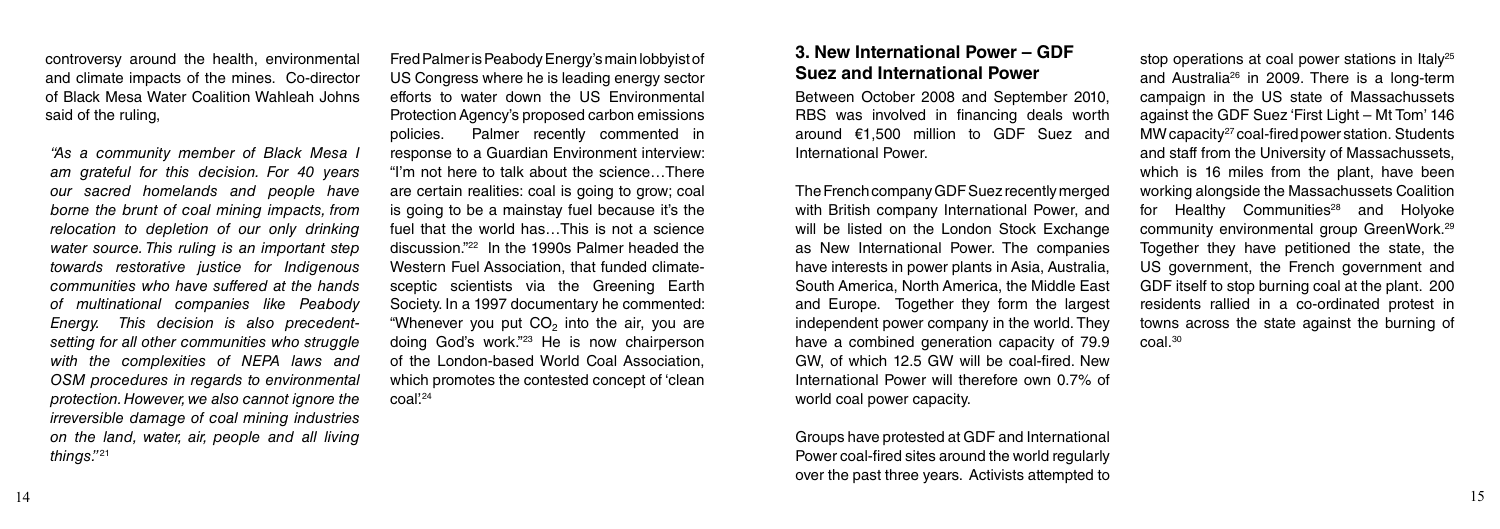controversy around the health, environmental and climate impacts of the mines. Co-director of Black Mesa Water Coalition Wahleah Johns said of the ruling,

*"As a community member of Black Mesa I am grateful for this decision. For 40 years our sacred homelands and people have borne the brunt of coal mining impacts, from relocation to depletion of our only drinking water source. This ruling is an important step towards restorative justice for Indigenous communities who have suffered at the hands of multinational companies like Peabody Energy. This decision is also precedent-setting for all other communities who struggle with the complexities of NEPA laws and OSM procedures in regards to environmental protection. However, we also cannot ignore the irreversible damage of coal mining industries on the land, water, air, people and all living things."*[21]

Fred Palmer is Peabody Energy's main lobbyist of US Congress where he is leading energy sector efforts to water down the US Environmental Protection Agency's proposed carbon emissions policies. Palmer recently commented in response to a Guardian Environment interview: "I'm not here to talk about the science…There are certain realities: coal is going to grow; coal is going to be a mainstay fuel because it's the fuel that the world has…This is not a science discussion."[22] In the 1990s Palmer headed the Western Fuel Association, that funded climate-sceptic scientists via the Greening Earth Society. In a 1997 documentary he commented: "Whenever you put $CO_2$ into the air, you are doing God's work."[23] He is now chairperson of the London-based World Coal Association, which promotes the contested concept of 'clean coal'.[24]

### 3. New International Power – GDF Suez and International Power

Between October 2008 and September 2010, RBS was involved in financing deals worth around €1,500 million to GDF Suez and International Power.

The French company GDF Suez recently merged with British company International Power, and will be listed on the London Stock Exchange as New International Power. The companies have interests in power plants in Asia, Australia, South America, North America, the Middle East and Europe. Together they form the largest independent power company in the world. They have a combined generation capacity of 79.9 GW, of which 12.5 GW will be coal-fired. New International Power will therefore own 0.7% of world coal power capacity.

Groups have protested at GDF and International Power coal-fired sites around the world regularly over the past three years. Activists attempted to stop operations at coal power stations in Italy[25] and Australia[26] in 2009. There is a long-term campaign in the US state of Massachussets against the GDF Suez 'First Light – Mt Tom' 146 MW capacity[27] coal-fired power station. Students and staff from the University of Massachussets, which is 16 miles from the plant, have been working alongside the Massachussets Coalition for Healthy Communities[28] and Holyoke community environmental group GreenWork.[29] Together they have petitioned the state, the US government, the French government and GDF itself to stop burning coal at the plant. 200 residents rallied in a co-ordinated protest in towns across the state against the burning of coal.[30]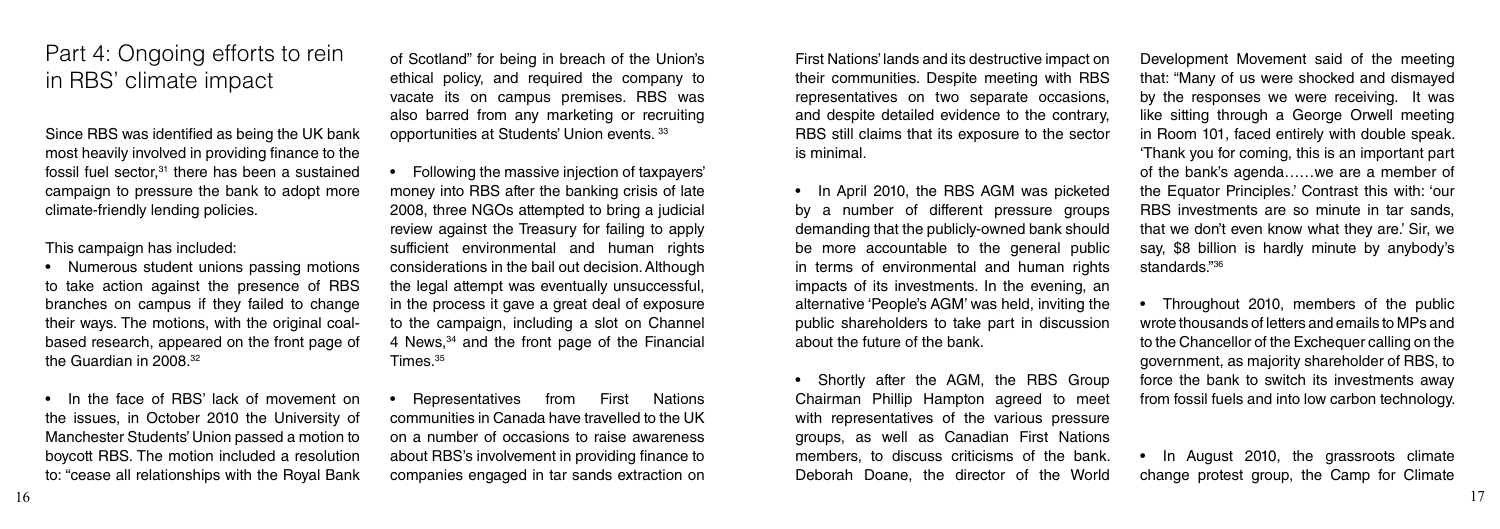## Part 4: Ongoing efforts to rein in RBS' climate impact

Since RBS was identified as being the UK bank most heavily involved in providing finance to the fossil fuel sector,[31] there has been a sustained campaign to pressure the bank to adopt more climate-friendly lending policies.

This campaign has included:

- Numerous student unions passing motions to take action against the presence of RBS branches on campus if they failed to change their ways. The motions, with the original coal-based research, appeared on the front page of the Guardian in 2008.[32]

- In the face of RBS' lack of movement on the issues, in October 2010 the University of Manchester Students' Union passed a motion to boycott RBS. The motion included a resolution to: "cease all relationships with the Royal Bank of Scotland" for being in breach of the Union's ethical policy, and required the company to vacate its on campus premises. RBS was also barred from any marketing or recruiting opportunities at Students' Union events. [33]

- Following the massive injection of taxpayers' money into RBS after the banking crisis of late 2008, three NGOs attempted to bring a judicial review against the Treasury for failing to apply sufficient environmental and human rights considerations in the bail out decision. Although the legal attempt was eventually unsuccessful, in the process it gave a great deal of exposure to the campaign, including a slot on Channel 4 News,[34] and the front page of the Financial Times.[35]

- Representatives from First Nations communities in Canada have travelled to the UK on a number of occasions to raise awareness about RBS's involvement in providing finance to companies engaged in tar sands extraction on First Nations' lands and its destructive impact on their communities. Despite meeting with RBS representatives on two separate occasions, and despite detailed evidence to the contrary, RBS still claims that its exposure to the sector is minimal.

- In April 2010, the RBS AGM was picketed by a number of different pressure groups demanding that the publicly-owned bank should be more accountable to the general public in terms of environmental and human rights impacts of its investments. In the evening, an alternative 'People's AGM' was held, inviting the public shareholders to take part in discussion about the future of the bank.

- Shortly after the AGM, the RBS Group Chairman Phillip Hampton agreed to meet with representatives of the various pressure groups, as well as Canadian First Nations members, to discuss criticisms of the bank. Deborah Doane, the director of the World Development Movement said of the meeting that: "Many of us were shocked and dismayed by the responses we were receiving. It was like sitting through a George Orwell meeting in Room 101, faced entirely with double speak. 'Thank you for coming, this is an important part of the bank's agenda……we are a member of the Equator Principles.' Contrast this with: 'our RBS investments are so minute in tar sands, that we don't even know what they are.' Sir, we say, $8 billion is hardly minute by anybody's standards."[36]

- Throughout 2010, members of the public wrote thousands of letters and emails to MPs and to the Chancellor of the Exchequer calling on the government, as majority shareholder of RBS, to force the bank to switch its investments away from fossil fuels and into low carbon technology.

- In August 2010, the grassroots climate change protest group, the Camp for Climate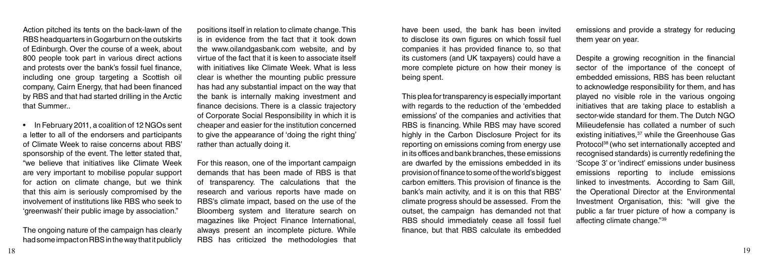Action pitched its tents on the back-lawn of the RBS headquarters in Gogarburn on the outskirts of Edinburgh. Over the course of a week, about 800 people took part in various direct actions and protests over the bank's fossil fuel finance, including one group targeting a Scottish oil company, Cairn Energy, that had been financed by RBS and that had started drilling in the Arctic that Summer..

- In February 2011, a coalition of 12 NGOs sent a letter to all of the endorsers and participants of Climate Week to raise concerns about RBS' sponsorship of the event. The letter stated that, "we believe that initiatives like Climate Week are very important to mobilise popular support for action on climate change, but we think that this aim is seriously compromised by the involvement of institutions like RBS who seek to 'greenwash' their public image by association."

The ongoing nature of the campaign has clearly had some impact on RBS in the way that it publicly positions itself in relation to climate change. This is in evidence from the fact that it took down the www.oilandgasbank.com website, and by virtue of the fact that it is keen to associate itself with initiatives like Climate Week. What is less clear is whether the mounting public pressure has had any substantial impact on the way that the bank is internally making investment and finance decisions. There is a classic trajectory of Corporate Social Responsibility in which it is cheaper and easier for the institution concerned to give the appearance of 'doing the right thing' rather than actually doing it.

For this reason, one of the important campaign demands that has been made of RBS is that of transparency. The calculations that the research and various reports have made on RBS's climate impact, based on the use of the Bloomberg system and literature search on magazines like Project Finance International, always present an incomplete picture. While RBS has criticized the methodologies that have been used, the bank has been invited to disclose its own figures on which fossil fuel companies it has provided finance to, so that its customers (and UK taxpayers) could have a more complete picture on how their money is being spent.

This plea for transparency is especially important with regards to the reduction of the 'embedded emissions' of the companies and activities that RBS is financing. While RBS may have scored highly in the Carbon Disclosure Project for its reporting on emissions coming from energy use in its offices and bank branches, these emissions are dwarfed by the emissions embedded in its provision of finance to some of the world's biggest carbon emitters. This provision of finance is the bank's main activity, and it is on this that RBS' climate progress should be assessed. From the outset, the campaign has demanded not that RBS should immediately cease all fossil fuel finance, but that RBS calculate its embedded emissions and provide a strategy for reducing them year on year.

Despite a growing recognition in the financial sector of the importance of the concept of embedded emissions, RBS has been reluctant to acknowledge responsibility for them, and has played no visible role in the various ongoing initiatives that are taking place to establish a sector-wide standard for them. The Dutch NGO Milieudefensie has collated a number of such existing initiatives,[37] while the Greenhouse Gas Protocol[38] (who set internationally accepted and recognised standards) is currently redefining the 'Scope 3' or 'indirect' emissions under business emissions reporting to include emissions linked to investments. According to Sam Gill, the Operational Director at the Environmental Investment Organisation, this: "will give the public a far truer picture of how a company is affecting climate change."[39]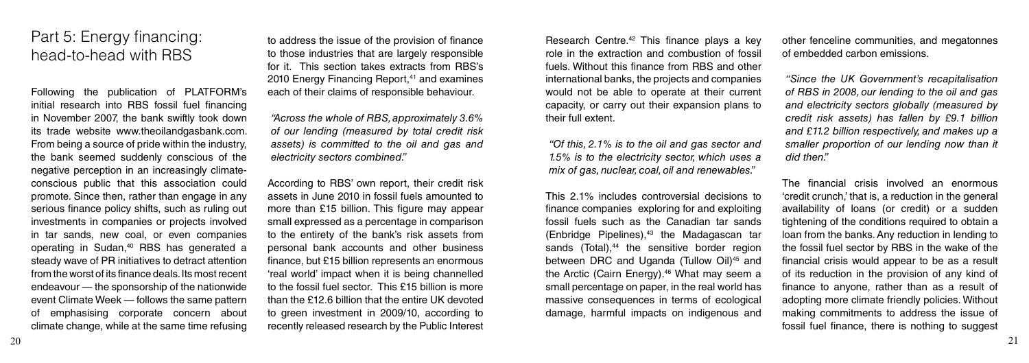## Part 5: Energy financing: head-to-head with RBS

Following the publication of PLATFORM's initial research into RBS fossil fuel financing in November 2007, the bank swiftly took down its trade website www.theoilandgasbank.com. From being a source of pride within the industry, the bank seemed suddenly conscious of the negative perception in an increasingly climate-conscious public that this association could promote. Since then, rather than engage in any serious finance policy shifts, such as ruling out investments in companies or projects involved in tar sands, new coal, or even companies operating in Sudan,[40] RBS has generated a steady wave of PR initiatives to detract attention from the worst of its finance deals. Its most recent endeavour — the sponsorship of the nationwide event Climate Week — follows the same pattern of emphasising corporate concern about climate change, while at the same time refusing to address the issue of the provision of finance to those industries that are largely responsible for it. This section takes extracts from RBS's 2010 Energy Financing Report,[41] and examines each of their claims of responsible behaviour.

*"Across the whole of RBS, approximately 3.6% of our lending (measured by total credit risk assets) is committed to the oil and gas and electricity sectors combined."*

According to RBS' own report, their credit risk assets in June 2010 in fossil fuels amounted to more than £15 billion. This figure may appear small expressed as a percentage in comparison to the entirety of the bank's risk assets from personal bank accounts and other business finance, but £15 billion represents an enormous 'real world' impact when it is being channelled to the fossil fuel sector. This £15 billion is more than the £12.6 billion that the entire UK devoted to green investment in 2009/10, according to recently released research by the Public Interest Research Centre.[42] This finance plays a key role in the extraction and combustion of fossil fuels. Without this finance from RBS and other international banks, the projects and companies would not be able to operate at their current capacity, or carry out their expansion plans to their full extent.

*"Of this, 2.1% is to the oil and gas sector and 1.5% is to the electricity sector, which uses a mix of gas, nuclear, coal, oil and renewables."*

This 2.1% includes controversial decisions to finance companies exploring for and exploiting fossil fuels such as the Canadian tar sands (Enbridge Pipelines),[43] the Madagascan tar sands (Total),[44] the sensitive border region between DRC and Uganda (Tullow Oil)[45] and the Arctic (Cairn Energy).[46] What may seem a small percentage on paper, in the real world has massive consequences in terms of ecological damage, harmful impacts on indigenous and other fenceline communities, and megatonnes of embedded carbon emissions.

*"Since the UK Government's recapitalisation of RBS in 2008, our lending to the oil and gas and electricity sectors globally (measured by credit risk assets) has fallen by £9.1 billion and £11.2 billion respectively, and makes up a smaller proportion of our lending now than it did then."*

The financial crisis involved an enormous 'credit crunch,' that is, a reduction in the general availability of loans (or credit) or a sudden tightening of the conditions required to obtain a loan from the banks. Any reduction in lending to the fossil fuel sector by RBS in the wake of the financial crisis would appear to be as a result of its reduction in the provision of any kind of finance to anyone, rather than as a result of adopting more climate friendly policies. Without making commitments to address the issue of fossil fuel finance, there is nothing to suggest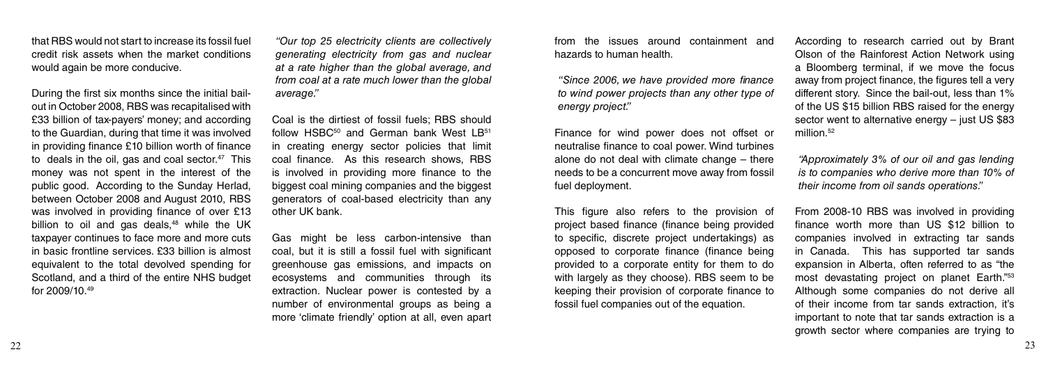that RBS would not start to increase its fossil fuel credit risk assets when the market conditions would again be more conducive.

During the first six months since the initial bail-out in October 2008, RBS was recapitalised with £33 billion of tax-payers' money; and according to the Guardian, during that time it was involved in providing finance £10 billion worth of finance to deals in the oil, gas and coal sector.[47] This money was not spent in the interest of the public good. According to the Sunday Herlad, between October 2008 and August 2010, RBS was involved in providing finance of over £13 billion to oil and gas deals,[48] while the UK taxpayer continues to face more and more cuts in basic frontline services. £33 billion is almost equivalent to the total devolved spending for Scotland, and a third of the entire NHS budget for 2009/10.[49]

*"Our top 25 electricity clients are collectively generating electricity from gas and nuclear at a rate higher than the global average, and from coal at a rate much lower than the global average."*

Coal is the dirtiest of fossil fuels; RBS should follow HSBC[50] and German bank West LB[51] in creating energy sector policies that limit coal finance. As this research shows, RBS is involved in providing more finance to the biggest coal mining companies and the biggest generators of coal-based electricity than any other UK bank.

Gas might be less carbon-intensive than coal, but it is still a fossil fuel with significant greenhouse gas emissions, and impacts on ecosystems and communities through its extraction. Nuclear power is contested by a number of environmental groups as being a more 'climate friendly' option at all, even apart from the issues around containment and hazards to human health.

*"Since 2006, we have provided more finance to wind power projects than any other type of energy project."*

Finance for wind power does not offset or neutralise finance to coal power. Wind turbines alone do not deal with climate change – there needs to be a concurrent move away from fossil fuel deployment.

This figure also refers to the provision of project based finance (finance being provided to specific, discrete project undertakings) as opposed to corporate finance (finance being provided to a corporate entity for them to do with largely as they choose). RBS seem to be keeping their provision of corporate finance to fossil fuel companies out of the equation.

According to research carried out by Brant Olson of the Rainforest Action Network using a Bloomberg terminal, if we move the focus away from project finance, the figures tell a very different story. Since the bail-out, less than 1% of the US $15 billion RBS raised for the energy sector went to alternative energy – just US $83 million.[52]

*"Approximately 3% of our oil and gas lending is to companies who derive more than 10% of their income from oil sands operations."*

From 2008-10 RBS was involved in providing finance worth more than US $12 billion to companies involved in extracting tar sands in Canada. This has supported tar sands expansion in Alberta, often referred to as "the most devastating project on planet Earth."[53] Although some companies do not derive all of their income from tar sands extraction, it's important to note that tar sands extraction is a growth sector where companies are trying to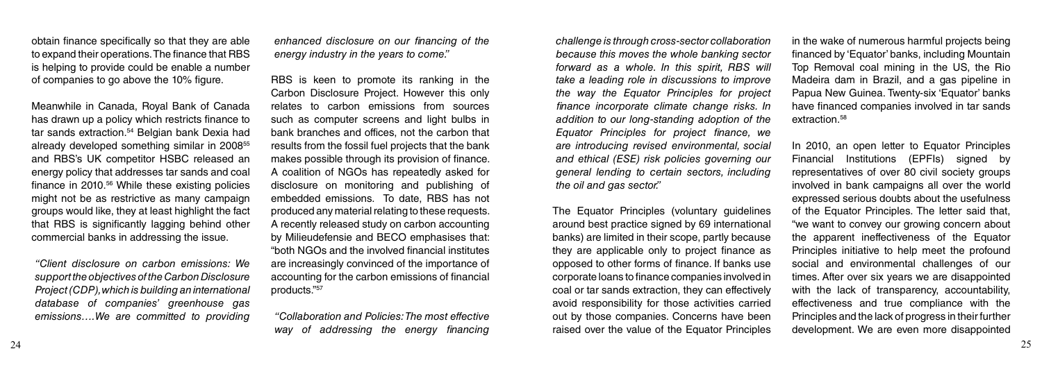obtain finance specifically so that they are able to expand their operations. The finance that RBS is helping to provide could be enable a number of companies to go above the 10% figure.

Meanwhile in Canada, Royal Bank of Canada has drawn up a policy which restricts finance to tar sands extraction.[54] Belgian bank Dexia had already developed something similar in 2008[55] and RBS's UK competitor HSBC released an energy policy that addresses tar sands and coal finance in 2010.[56] While these existing policies might not be as restrictive as many campaign groups would like, they at least highlight the fact that RBS is significantly lagging behind other commercial banks in addressing the issue.

*"Client disclosure on carbon emissions: We support the objectives of the Carbon Disclosure Project (CDP), which is building an international database of companies' greenhouse gas emissions….We are committed to providing enhanced disclosure on our financing of the energy industry in the years to come."*

RBS is keen to promote its ranking in the Carbon Disclosure Project. However this only relates to carbon emissions from sources such as computer screens and light bulbs in bank branches and offices, not the carbon that results from the fossil fuel projects that the bank makes possible through its provision of finance. A coalition of NGOs has repeatedly asked for disclosure on monitoring and publishing of embedded emissions. To date, RBS has not produced any material relating to these requests. A recently released study on carbon accounting by Milieudefensie and BECO emphasises that: "both NGOs and the involved financial institutes are increasingly convinced of the importance of accounting for the carbon emissions of financial products."[57]

*"Collaboration and Policies: The most effective way of addressing the energy financing challenge is through cross-sector collaboration because this moves the whole banking sector forward as a whole. In this spirit, RBS will take a leading role in discussions to improve the way the Equator Principles for project finance incorporate climate change risks. In addition to our long-standing adoption of the Equator Principles for project finance, we are introducing revised environmental, social and ethical (ESE) risk policies governing our general lending to certain sectors, including the oil and gas sector."*

The Equator Principles (voluntary guidelines around best practice signed by 69 international banks) are limited in their scope, partly because they are applicable only to project finance as opposed to other forms of finance. If banks use corporate loans to finance companies involved in coal or tar sands extraction, they can effectively avoid responsibility for those activities carried out by those companies. Concerns have been raised over the value of the Equator Principles in the wake of numerous harmful projects being financed by 'Equator' banks, including Mountain Top Removal coal mining in the US, the Rio Madeira dam in Brazil, and a gas pipeline in Papua New Guinea. Twenty-six 'Equator' banks have financed companies involved in tar sands extraction.[58]

In 2010, an open letter to Equator Principles Financial Institutions (EPFIs) signed by representatives of over 80 civil society groups involved in bank campaigns all over the world expressed serious doubts about the usefulness of the Equator Principles. The letter said that, "we want to convey our growing concern about the apparent ineffectiveness of the Equator Principles initiative to help meet the profound social and environmental challenges of our times. After over six years we are disappointed with the lack of transparency, accountability, effectiveness and true compliance with the Principles and the lack of progress in their further development. We are even more disappointed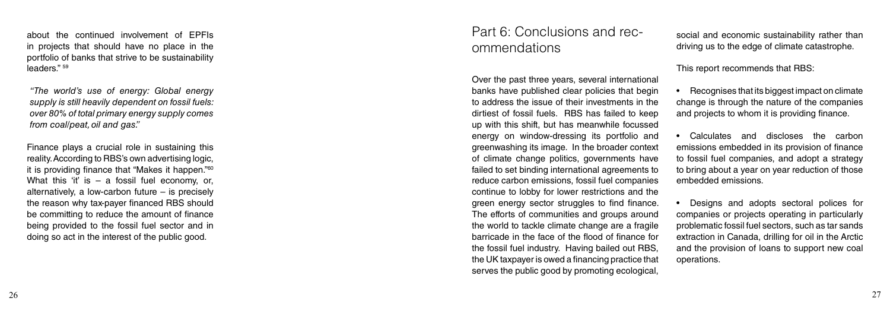about the continued involvement of EPFIs in projects that should have no place in the portfolio of banks that strive to be sustainability leaders." [59]

*"The world's use of energy: Global energy supply is still heavily dependent on fossil fuels: over 80% of total primary energy supply comes from coal/peat, oil and gas."*

Finance plays a crucial role in sustaining this reality. According to RBS's own advertising logic, it is providing finance that "Makes it happen."[60] What this 'it' is – a fossil fuel economy, or, alternatively, a low-carbon future – is precisely the reason why tax-payer financed RBS should be committing to reduce the amount of finance being provided to the fossil fuel sector and in doing so act in the interest of the public good.

## Part 6: Conclusions and recommendations

Over the past three years, several international banks have published clear policies that begin to address the issue of their investments in the dirtiest of fossil fuels. RBS has failed to keep up with this shift, but has meanwhile focussed energy on window-dressing its portfolio and greenwashing its image. In the broader context of climate change politics, governments have failed to set binding international agreements to reduce carbon emissions, fossil fuel companies continue to lobby for lower restrictions and the green energy sector struggles to find finance. The efforts of communities and groups around the world to tackle climate change are a fragile barricade in the face of the flood of finance for the fossil fuel industry. Having bailed out RBS, the UK taxpayer is owed a financing practice that serves the public good by promoting ecological, social and economic sustainability rather than driving us to the edge of climate catastrophe.

This report recommends that RBS:

- Recognises that its biggest impact on climate change is through the nature of the companies and projects to whom it is providing finance.
- Calculates and discloses the carbon emissions embedded in its provision of finance to fossil fuel companies, and adopt a strategy to bring about a year on year reduction of those embedded emissions.
- Designs and adopts sectoral polices for companies or projects operating in particularly problematic fossil fuel sectors, such as tar sands extraction in Canada, drilling for oil in the Arctic and the provision of loans to support new coal operations.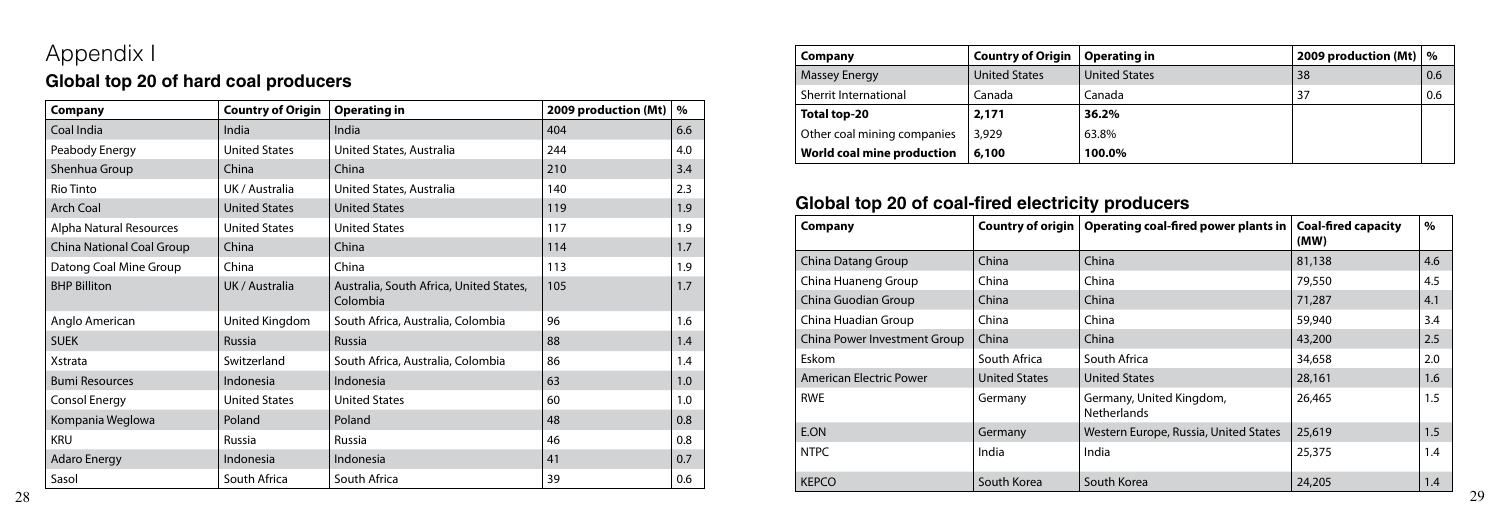# Appendix I

## Global top 20 of hard coal producers

| Company | Country of Origin | Operating in | 2009 production (Mt) | % |
|---|---|---|---|---|
| Coal India | India | India | 404 | 6.6 |
| Peabody Energy | United States | United States, Australia | 244 | 4.0 |
| Shenhua Group | China | China | 210 | 3.4 |
| Rio Tinto | UK / Australia | United States, Australia | 140 | 2.3 |
| Arch Coal | United States | United States | 119 | 1.9 |
| Alpha Natural Resources | United States | United States | 117 | 1.9 |
| China National Coal Group | China | China | 114 | 1.7 |
| Datong Coal Mine Group | China | China | 113 | 1.9 |
| BHP Billiton | UK / Australia | Australia, South Africa, United States, Colombia | 105 | 1.7 |
| Anglo American | United Kingdom | South Africa, Australia, Colombia | 96 | 1.6 |
| SUEK | Russia | Russia | 88 | 1.4 |
| Xstrata | Switzerland | South Africa, Australia, Colombia | 86 | 1.4 |
| Bumi Resources | Indonesia | Indonesia | 63 | 1.0 |
| Consol Energy | United States | United States | 60 | 1.0 |
| Kompania Weglowa | Poland | Poland | 48 | 0.8 |
| KRU | Russia | Russia | 46 | 0.8 |
| Adaro Energy | Indonesia | Indonesia | 41 | 0.7 |
| Sasol | South Africa | South Africa | 39 | 0.6 |
| Massey Energy | United States | United States | 38 | 0.6 |
| Sherrit International | Canada | Canada | 37 | 0.6 |
| **Total top-20** | **2,171** | **36.2%** | | |
| Other coal mining companies | 3,929 | 63.8% | | |
| **World coal mine production** | **6,100** | **100.0%** | | |

## Global top 20 of coal-fired electricity producers

| Company | Country of origin | Operating coal-fired power plants in | Coal-fired capacity (MW) | % |
|---|---|---|---|---|
| China Datang Group | China | China | 81,138 | 4.6 |
| China Huaneng Group | China | China | 79,550 | 4.5 |
| China Guodian Group | China | China | 71,287 | 4.1 |
| China Huadian Group | China | China | 59,940 | 3.4 |
| China Power Investment Group | China | China | 43,200 | 2.5 |
| Eskom | South Africa | South Africa | 34,658 | 2.0 |
| American Electric Power | United States | United States | 28,161 | 1.6 |
| RWE | Germany | Germany, United Kingdom, Netherlands | 26,465 | 1.5 |
| E.ON | Germany | Western Europe, Russia, United States | 25,619 | 1.5 |
| NTPC | India | India | 25,375 | 1.4 |
| KEPCO | South Korea | South Korea | 24,205 | 1.4 |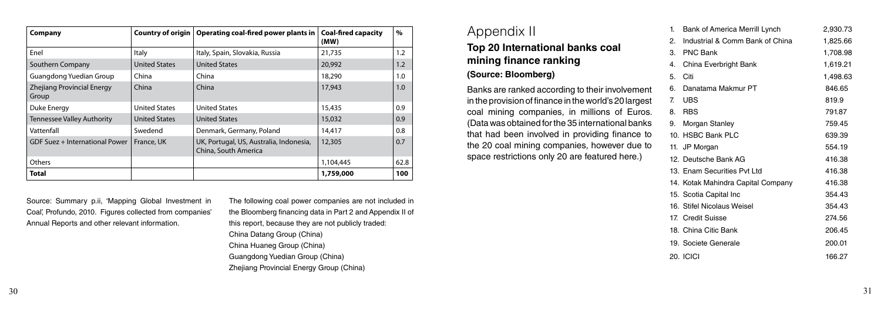| Company | Country of origin | Operating coal-fired power plants in | Coal-fired capacity (MW) | % |
|---|---|---|---|---|
| Enel | Italy | Italy, Spain, Slovakia, Russia | 21,735 | 1.2 |
| Southern Company | United States | United States | 20,992 | 1.2 |
| Guangdong Yuedian Group | China | China | 18,290 | 1.0 |
| Zhejiang Provincial Energy Group | China | China | 17,943 | 1.0 |
| Duke Energy | United States | United States | 15,435 | 0.9 |
| Tennessee Valley Authority | United States | United States | 15,032 | 0.9 |
| Vattenfall | Swedend | Denmark, Germany, Poland | 14,417 | 0.8 |
| GDF Suez + International Power | France, UK | UK, Portugal, US, Australia, Indonesia, China, South America | 12,305 | 0.7 |
| Others | | | 1,104,445 | 62.8 |
| **Total** | | | **1,759,000** | **100** |

Source: Summary p.ii, 'Mapping Global Investment in Coal', Profundo, 2010. Figures collected from companies' Annual Reports and other relevant information.

The following coal power companies are not included in the Bloomberg financing data in Part 2 and Appendix II of this report, because they are not publicly traded:

China Datang Group (China)
China Huaneg Group (China)
Guangdong Yuedian Group (China)
Zhejiang Provincial Energy Group (China)

# Appendix II

## Top 20 International banks coal mining finance ranking

### (Source: Bloomberg)

Banks are ranked according to their involvement in the provision of finance in the world's 20 largest coal mining companies, in millions of Euros. (Data was obtained for the 35 international banks that had been involved in providing finance to the 20 coal mining companies, however due to space restrictions only 20 are featured here.)

| | Bank | |
|---|---|---|
| 1. | Bank of America Merrill Lynch | 2,930.73 |
| 2. | Industrial & Comm Bank of China | 1,825.66 |
| 3. | PNC Bank | 1,708.98 |
| 4. | China Everbright Bank | 1,619.21 |
| 5. | Citi | 1,498.63 |
| 6. | Danatama Makmur PT | 846.65 |
| 7. | UBS | 819.9 |
| 8. | RBS | 791.87 |
| 9. | Morgan Stanley | 759.45 |
| 10. | HSBC Bank PLC | 639.39 |
| 11. | JP Morgan | 554.19 |
| 12. | Deutsche Bank AG | 416.38 |
| 13. | Enam Securities Pvt Ltd | 416.38 |
| 14. | Kotak Mahindra Capital Company | 416.38 |
| 15. | Scotia Capital Inc | 354.43 |
| 16. | Stifel Nicolaus Weisel | 354.43 |
| 17. | Credit Suisse | 274.56 |
| 18. | China Citic Bank | 206.45 |
| 19. | Societe Generale | 200.01 |
| 20. | ICICI | 166.27 |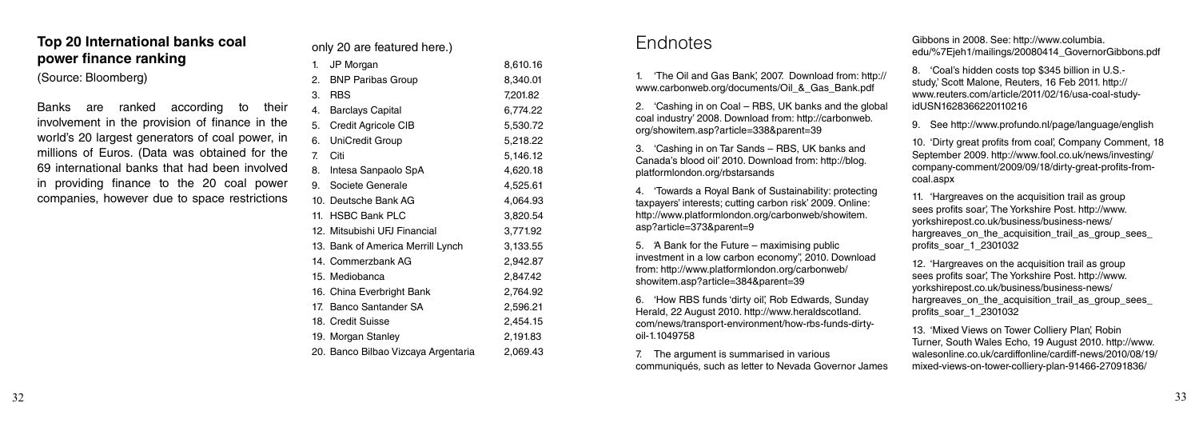## Top 20 International banks coal power finance ranking

(Source: Bloomberg)

Banks are ranked according to their involvement in the provision of finance in the world's 20 largest generators of coal power, in millions of Euros. (Data was obtained for the 69 international banks that had been involved in providing finance to the 20 coal power companies, however due to space restrictions only 20 are featured here.)

| | Bank | Amount |
|---|---|---|
| 1. | JP Morgan | 8,610.16 |
| 2. | BNP Paribas Group | 8,340.01 |
| 3. | RBS | 7,201.82 |
| 4. | Barclays Capital | 6,774.22 |
| 5. | Credit Agricole CIB | 5,530.72 |
| 6. | UniCredit Group | 5,218.22 |
| 7. | Citi | 5,146.12 |
| 8. | Intesa Sanpaolo SpA | 4,620.18 |
| 9. | Societe Generale | 4,525.61 |
| 10. | Deutsche Bank AG | 4,064.93 |
| 11. | HSBC Bank PLC | 3,820.54 |
| 12. | Mitsubishi UFJ Financial | 3,771.92 |
| 13. | Bank of America Merrill Lynch | 3,133.55 |
| 14. | Commerzbank AG | 2,942.87 |
| 15. | Mediobanca | 2,847.42 |
| 16. | China Everbright Bank | 2,764.92 |
| 17. | Banco Santander SA | 2,596.21 |
| 18. | Credit Suisse | 2,454.15 |
| 19. | Morgan Stanley | 2,191.83 |
| 20. | Banco Bilbao Vizcaya Argentaria | 2,069.43 |

# Endnotes

1. 'The Oil and Gas Bank', 2007. Download from: http://www.carbonweb.org/documents/Oil_&_Gas_Bank.pdf

2. 'Cashing in on Coal – RBS, UK banks and the global coal industry' 2008. Download from: http://carbonweb.org/showitem.asp?article=338&parent=39

3. 'Cashing in on Tar Sands – RBS, UK banks and Canada's blood oil' 2010. Download from: http://blog.platformlondon.org/rbstarsands

4. 'Towards a Royal Bank of Sustainability: protecting taxpayers' interests; cutting carbon risk' 2009. Online: http://www.platformlondon.org/carbonweb/showitem.asp?article=373&parent=9

5. 'A Bank for the Future – maximising public investment in a low carbon economy", 2010. Download from: http://www.platformlondon.org/carbonweb/showitem.asp?article=384&parent=39

6. 'How RBS funds 'dirty oil', Rob Edwards, Sunday Herald, 22 August 2010. http://www.heraldscotland.com/news/transport-environment/how-rbs-funds-dirty-oil-1.1049758

7. The argument is summarised in various communiqués, such as letter to Nevada Governor James Gibbons in 2008. See: http://www.columbia.edu/%7Ejeh1/mailings/20080414_GovernorGibbons.pdf

8. 'Coal's hidden costs top $345 billion in U.S.- study,' Scott Malone, Reuters, 16 Feb 2011. http://www.reuters.com/article/2011/02/16/usa-coal-study-idUSN1628366220110216

9. See http://www.profundo.nl/page/language/english

10. 'Dirty great profits from coal', Company Comment, 18 September 2009. http://www.fool.co.uk/news/investing/company-comment/2009/09/18/dirty-great-profits-from-coal.aspx

11. 'Hargreaves on the acquisition trail as group sees profits soar', The Yorkshire Post. http://www.yorkshirepost.co.uk/business/business-news/hargreaves_on_the_acquisition_trail_as_group_sees_profits_soar_1_2301032

12. 'Hargreaves on the acquisition trail as group sees profits soar', The Yorkshire Post. http://www.yorkshirepost.co.uk/business/business-news/hargreaves_on_the_acquisition_trail_as_group_sees_profits_soar_1_2301032

13. 'Mixed Views on Tower Colliery Plan', Robin Turner, South Wales Echo, 19 August 2010. http://www.walesonline.co.uk/cardiffonline/cardiff-news/2010/08/19/mixed-views-on-tower-colliery-plan-91466-27091836/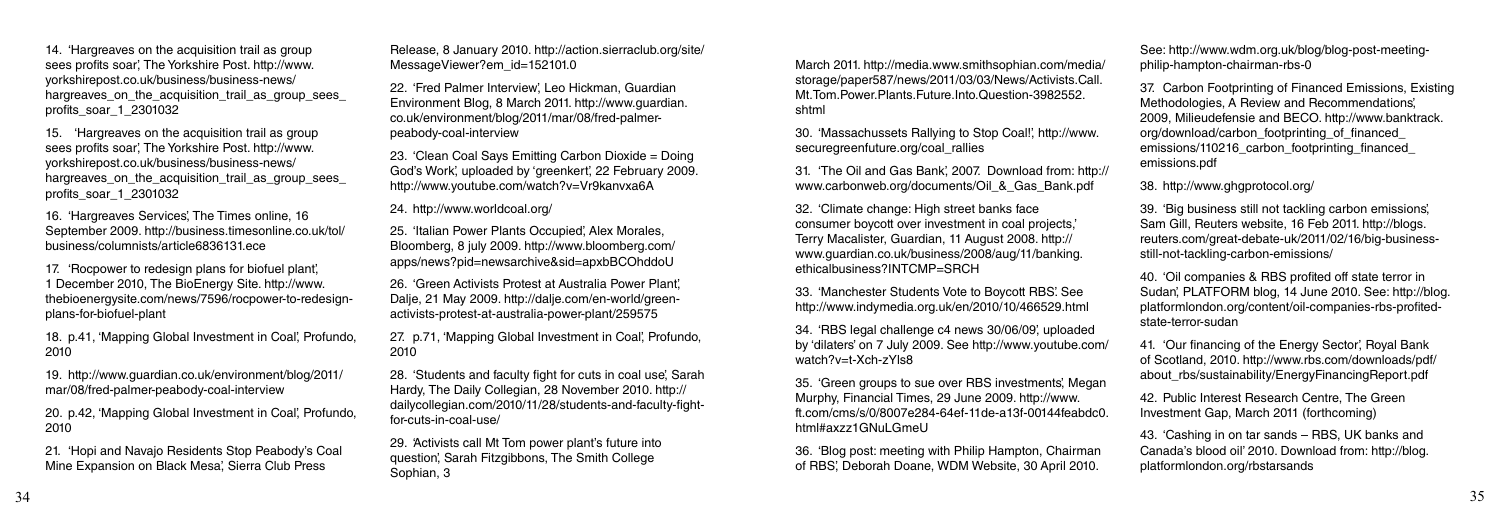14. 'Hargreaves on the acquisition trail as group sees profits soar', The Yorkshire Post. http://www.yorkshirepost.co.uk/business/business-news/hargreaves_on_the_acquisition_trail_as_group_sees_profits_soar_1_2301032

15. 'Hargreaves on the acquisition trail as group sees profits soar', The Yorkshire Post. http://www.yorkshirepost.co.uk/business/business-news/hargreaves_on_the_acquisition_trail_as_group_sees_profits_soar_1_2301032

16. 'Hargreaves Services', The Times online, 16 September 2009. http://business.timesonline.co.uk/tol/business/columnists/article6836131.ece

17. 'Rocpower to redesign plans for biofuel plant', 1 December 2010, The BioEnergy Site. http://www.thebioenergysite.com/news/7596/rocpower-to-redesign-plans-for-biofuel-plant

18. p.41, 'Mapping Global Investment in Coal', Profundo, 2010

19. http://www.guardian.co.uk/environment/blog/2011/mar/08/fred-palmer-peabody-coal-interview

20. p.42, 'Mapping Global Investment in Coal', Profundo, 2010

21. 'Hopi and Navajo Residents Stop Peabody's Coal Mine Expansion on Black Mesa', Sierra Club Press Release, 8 January 2010. http://action.sierraclub.org/site/MessageViewer?em_id=152101.0

22. 'Fred Palmer Interview', Leo Hickman, Guardian Environment Blog, 8 March 2011. http://www.guardian.co.uk/environment/leo/blog/2011/mar/08/fred-palmer-peabody-coal-interview

23. 'Clean Coal Says Emitting Carbon Dioxide = Doing God's Work', uploaded by 'greenkert', 22 February 2009. http://www.youtube.com/watch?v=Vr9kanvxa6A

24. http://www.worldcoal.org/

25. 'Italian Power Plants Occupied', Alex Morales, Bloomberg, 8 july 2009. http://www.bloomberg.com/apps/news?pid=newsarchive&sid=apxbBCOhddoU

26. 'Green Activists Protest at Australia Power Plant', Dalje, 21 May 2009. http://dalje.com/en-world/green-activists-protest-at-australia-power-plant/259575

27. p.71, 'Mapping Global Investment in Coal', Profundo, 2010

28. 'Students and faculty fight for cuts in coal use', Sarah Hardy, The Daily Collegian, 28 November 2010. http://dailycollegian.com/2010/11/28/students-and-faculty-fight-for-cuts-in-coal-use/

29. 'Activists call Mt Tom power plant's future into question', Sarah Fitzgibbons, The Smith College Sophian, 3 March 2011. http://media.www.smithsophian.com/media/storage/paper587/news/2011/03/03/News/Activists.Call.Mt.Tom.Power.Plants.Future.Into.Question-3982552.shtml

30. 'Massachussets Rallying to Stop Coal!', http://www.securegreenfuture.org/coal_rallies

31. 'The Oil and Gas Bank', 2007. Download from: http://www.carbonweb.org/documents/Oil_&_Gas_Bank.pdf

32. 'Climate change: High street banks face consumer boycott over investment in coal projects,' Terry Macalister, Guardian, 11 August 2008. http://www.guardian.co.uk/business/2008/aug/11/banking.ethicalbusiness?INTCMP=SRCH

33. 'Manchester Students Vote to Boycott RBS'. See http://www.indymedia.org.uk/en/2010/10/466529.html

34. 'RBS legal challenge c4 news 30/06/09', uploaded by 'dilaters' on 7 July 2009. See http://www.youtube.com/watch?v=t-Xch-zYls8

35. 'Green groups to sue over RBS investments', Megan Murphy, Financial Times, 29 June 2009. http://www.ft.com/cms/s/0/8007e284-64ef-11de-a13f-00144feabdc0.html#axzz1GNuLGmeU

36. 'Blog post: meeting with Philip Hampton, Chairman of RBS', Deborah Doane, WDM Website, 30 April 2010. See: http://www.wdm.org.uk/blog/blog-post-meeting-philip-hampton-chairman-rbs-0

37. Carbon Footprinting of Financed Emissions, Existing Methodologies, A Review and Recommendations', 2009, Milieudefensie and BECO. http://www.banktrack.org/download/carbon_footprinting_of_financed_emissions/110216_carbon_footprinting_financed_emissions.pdf

38. http://www.ghgprotocol.org/

39. 'Big business still not tackling carbon emissions', Sam Gill, Reuters website, 16 Feb 2011. http://blogs.reuters.com/great-debate-uk/2011/02/16/big-business-still-not-tackling-carbon-emissions/

40. 'Oil companies & RBS profited off state terror in Sudan', PLATFORM blog, 14 June 2010. See: http://blog.platformlondon.org/content/oil-companies-rbs-profited-state-terror-sudan

41. 'Our financing of the Energy Sector', Royal Bank of Scotland, 2010. http://www.rbs.com/downloads/pdf/about_rbs/sustainability/EnergyFinancingReport.pdf

42. Public Interest Research Centre, The Green Investment Gap, March 2011 (forthcoming)

43. 'Cashing in on tar sands – RBS, UK banks and Canada's blood oil' 2010. Download from: http://blog.platformlondon.org/rbstarsands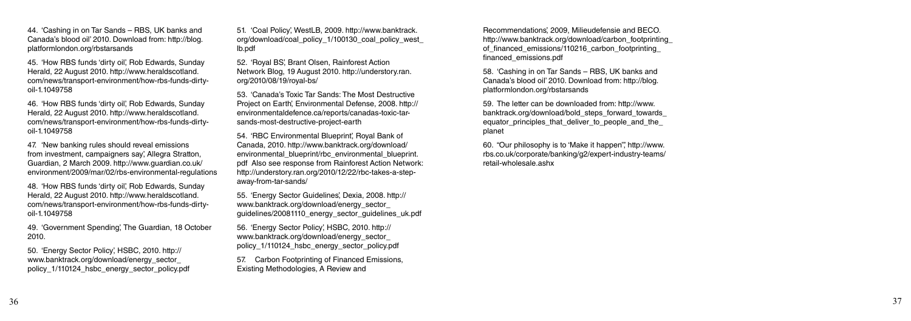44. 'Cashing in on Tar Sands – RBS, UK banks and Canada's blood oil' 2010. Download from: http://blog.platformlondon.org/rbstarsands

45. 'How RBS funds 'dirty oil', Rob Edwards, Sunday Herald, 22 August 2010. http://www.heraldscotland.com/news/transport-environment/how-rbs-funds-dirty-oil-1.1049758

46. 'How RBS funds 'dirty oil', Rob Edwards, Sunday Herald, 22 August 2010. http://www.heraldscotland.com/news/transport-environment/how-rbs-funds-dirty-oil-1.1049758

47. 'New banking rules should reveal emissions from investment, campaigners say', Allegra Stratton, Guardian, 2 March 2009. http://www.guardian.co.uk/environment/2009/mar/02/rbs-environmental-regulations

48. 'How RBS funds 'dirty oil', Rob Edwards, Sunday Herald, 22 August 2010. http://www.heraldscotland.com/news/transport-environment/how-rbs-funds-dirty-oil-1.1049758

49. 'Government Spending', The Guardian, 18 October 2010.

50. 'Energy Sector Policy', HSBC, 2010. http://www.banktrack.org/download/energy_sector_policy_1/110124_hsbc_energy_sector_policy.pdf

51. 'Coal Policy', WestLB, 2009. http://www.banktrack.org/download/coal_policy_1/100130_coal_policy_westlb.pdf

52. 'Royal BS', Brant Olsen, Rainforest Action Network Blog, 19 August 2010. http://understory.ran.org/2010/08/19/royal-bs/

53. 'Canada's Toxic Tar Sands: The Most Destructive Project on Earth', Environmental Defense, 2008. http://environmentaldefence.ca/reports/canadas-toxic-tar-sands-most-destructive-project-earth

54. 'RBC Environmental Blueprint', Royal Bank of Canada, 2010. http://www.banktrack.org/download/environmental_blueprint/rbc_environmental_blueprint.pdf Also see response from Rainforest Action Network: http://understory.ran.org/2010/12/22/rbc-takes-a-step-away-from-tar-sands/

55. 'Energy Sector Guidelines', Dexia, 2008. http://www.banktrack.org/download/energy_sector_guidelines/20081110_energy_sector_guidelines_uk.pdf

56. 'Energy Sector Policy', HSBC, 2010. http://www.banktrack.org/download/energy_sector_policy_1/110124_hsbc_energy_sector_policy.pdf

57. Carbon Footprinting of Financed Emissions, Existing Methodologies, A Review and Recommendations', 2009, Milieudefensie and BECO. http://www.banktrack.org/download/carbon_footprinting_of_financed_emissions/110216_carbon_footprinting_financed_emissions.pdf

58. 'Cashing in on Tar Sands – RBS, UK banks and Canada's blood oil' 2010. Download from: http://blog.platformlondon.org/rbstarsands

59. The letter can be downloaded from: http://www.banktrack.org/download/bold_steps_forward_towards_equator_principles_that_deliver_to_people_and_the_planet

60. "Our philosophy is to 'Make it happen'", http://www.rbs.co.uk/corporate/banking/g2/expert-industry-teams/retail-wholesale.ashx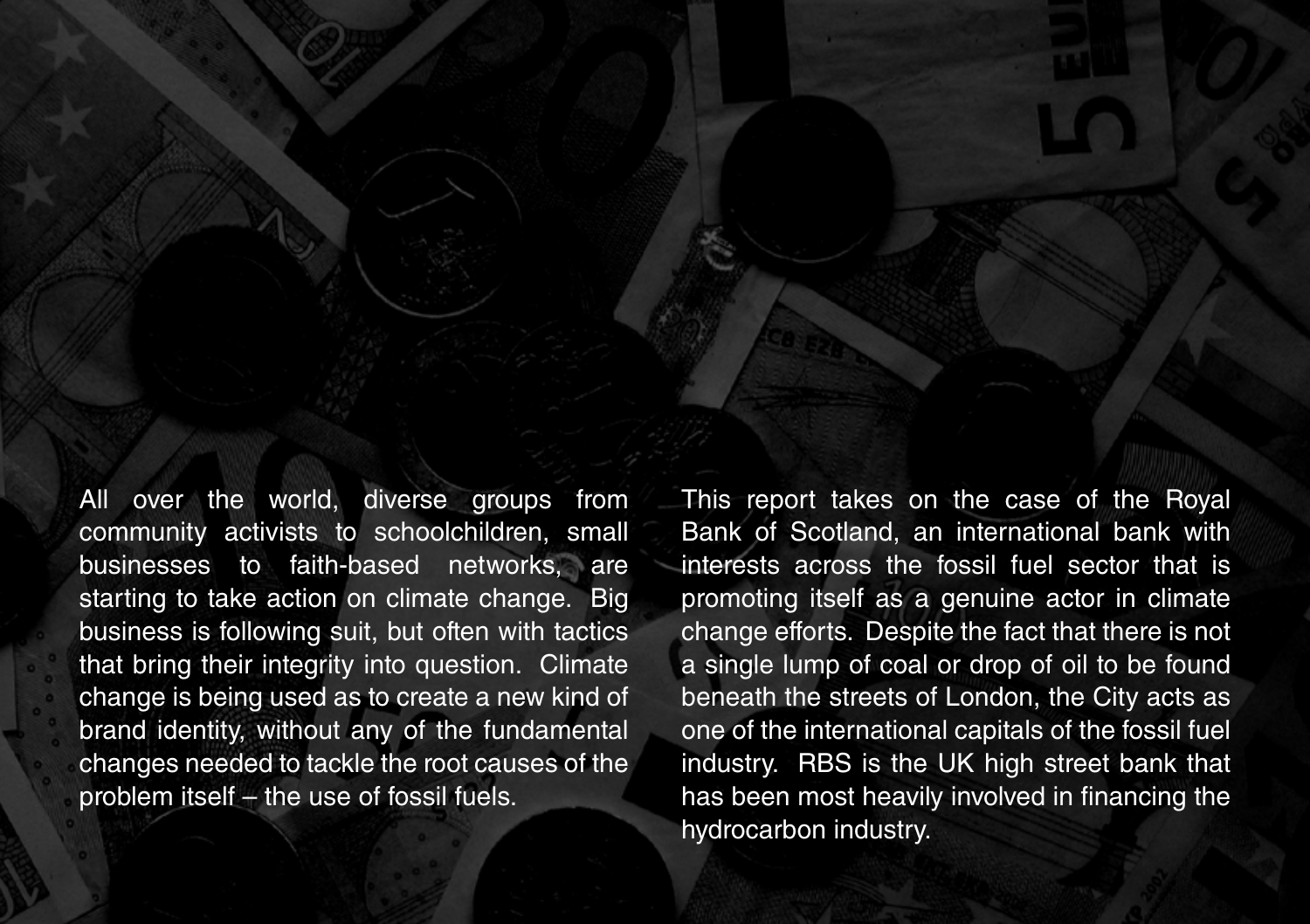All over the world, diverse groups from community activists to schoolchildren, small businesses to faith-based networks, are starting to take action on climate change. Big business is following suit, but often with tactics that bring their integrity into question. Climate change is being used as to create a new kind of brand identity, without any of the fundamental changes needed to tackle the root causes of the problem itself – the use of fossil fuels.

This report takes on the case of the Royal Bank of Scotland, an international bank with interests across the fossil fuel sector that is promoting itself as a genuine actor in climate change efforts. Despite the fact that there is not a single lump of coal or drop of oil to be found beneath the streets of London, the City acts as one of the international capitals of the fossil fuel industry. RBS is the UK high street bank that has been most heavily involved in financing the hydrocarbon industry.